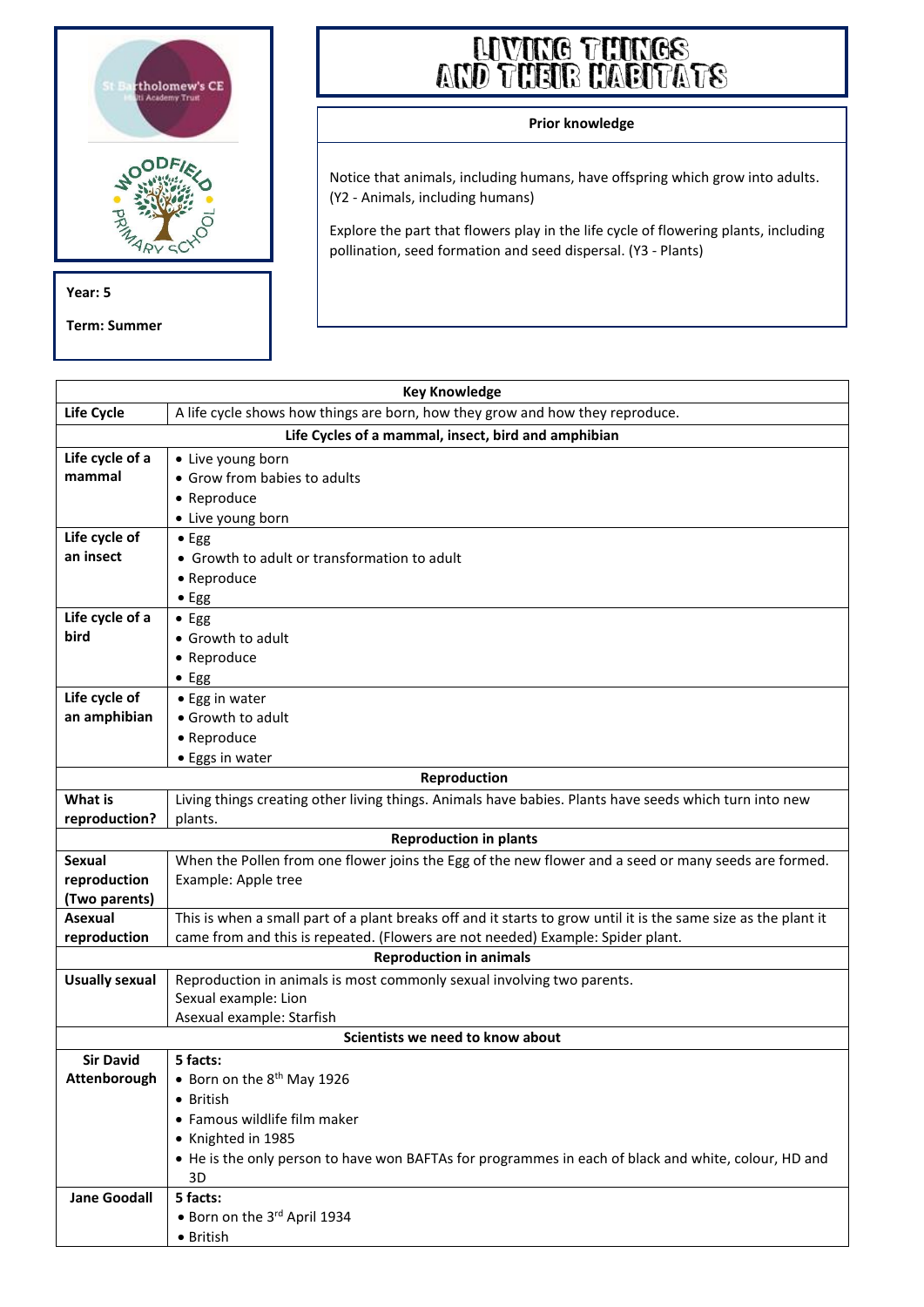St Bartholomew's CE Multi Academy Trust

Woodfield Primary School

**Year: 5**

**Term: Summer**

# LIVING THINGS AND THEIR HABITATS

**Prior knowledge**

Notice that animals, including humans, have offspring which grow into adults. (Y2 - Animals, including humans)

Explore the part that flowers play in the life cycle of flowering plants, including pollination, seed formation and seed dispersal. (Y3 - Plants)

| **Key Knowledge** | |
|---|---|
| **Life Cycle** | A life cycle shows how things are born, how they grow and how they reproduce. |
| **Life Cycles of a mammal, insect, bird and amphibian** | |
| **Life cycle of a mammal** | • Live young born<br>• Grow from babies to adults<br>• Reproduce<br>• Live young born |
| **Life cycle of an insect** | • Egg<br>• Growth to adult or transformation to adult<br>• Reproduce<br>• Egg |
| **Life cycle of a bird** | • Egg<br>• Growth to adult<br>• Reproduce<br>• Egg |
| **Life cycle of an amphibian** | • Egg in water<br>• Growth to adult<br>• Reproduce<br>• Eggs in water |
| **Reproduction** | |
| **What is reproduction?** | Living things creating other living things. Animals have babies. Plants have seeds which turn into new plants. |
| **Reproduction in plants** | |
| **Sexual reproduction (Two parents)** | When the Pollen from one flower joins the Egg of the new flower and a seed or many seeds are formed. Example: Apple tree |
| **Asexual reproduction** | This is when a small part of a plant breaks off and it starts to grow until it is the same size as the plant it came from and this is repeated. (Flowers are not needed) Example: Spider plant. |
| **Reproduction in animals** | |
| **Usually sexual** | Reproduction in animals is most commonly sexual involving two parents.<br>Sexual example: Lion<br>Asexual example: Starfish |
| **Scientists we need to know about** | |
| **Sir David Attenborough** | **5 facts:**<br>• Born on the 8th May 1926<br>• British<br>• Famous wildlife film maker<br>• Knighted in 1985<br>• He is the only person to have won BAFTAs for programmes in each of black and white, colour, HD and 3D |
| **Jane Goodall** | **5 facts:**<br>• Born on the 3rd April 1934<br>• British |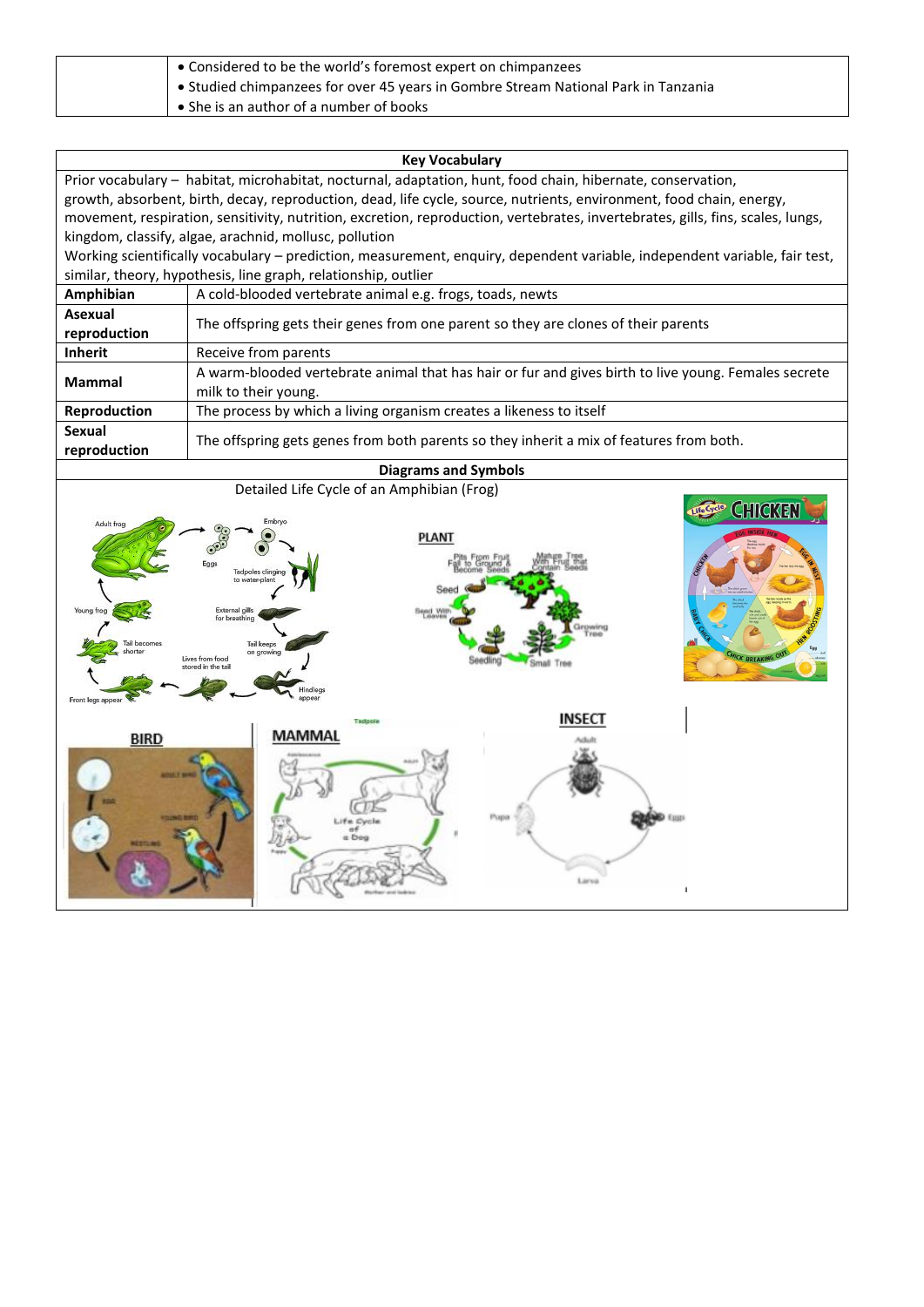| | |
|---|---|
| | • Considered to be the world's foremost expert on chimpanzees<br>• Studied chimpanzees for over 45 years in Gombre Stream National Park in Tanzania<br>• She is an author of a number of books |

| Key Vocabulary | |
|---|---|
| Prior vocabulary – habitat, microhabitat, nocturnal, adaptation, hunt, food chain, hibernate, conservation, growth, absorbent, birth, decay, reproduction, dead, life cycle, source, nutrients, environment, food chain, energy, movement, respiration, sensitivity, nutrition, excretion, reproduction, vertebrates, invertebrates, gills, fins, scales, lungs, kingdom, classify, algae, arachnid, mollusc, pollution<br>Working scientifically vocabulary – prediction, measurement, enquiry, dependent variable, independent variable, fair test, similar, theory, hypothesis, line graph, relationship, outlier | |
| **Amphibian** | A cold-blooded vertebrate animal e.g. frogs, toads, newts |
| **Asexual reproduction** | The offspring gets their genes from one parent so they are clones of their parents |
| **Inherit** | Receive from parents |
| **Mammal** | A warm-blooded vertebrate animal that has hair or fur and gives birth to live young. Females secrete milk to their young. |
| **Reproduction** | The process by which a living organism creates a likeness to itself |
| **Sexual reproduction** | The offspring gets genes from both parents so they inherit a mix of features from both. |

**Diagrams and Symbols**

Detailed Life Cycle of an Amphibian (Frog)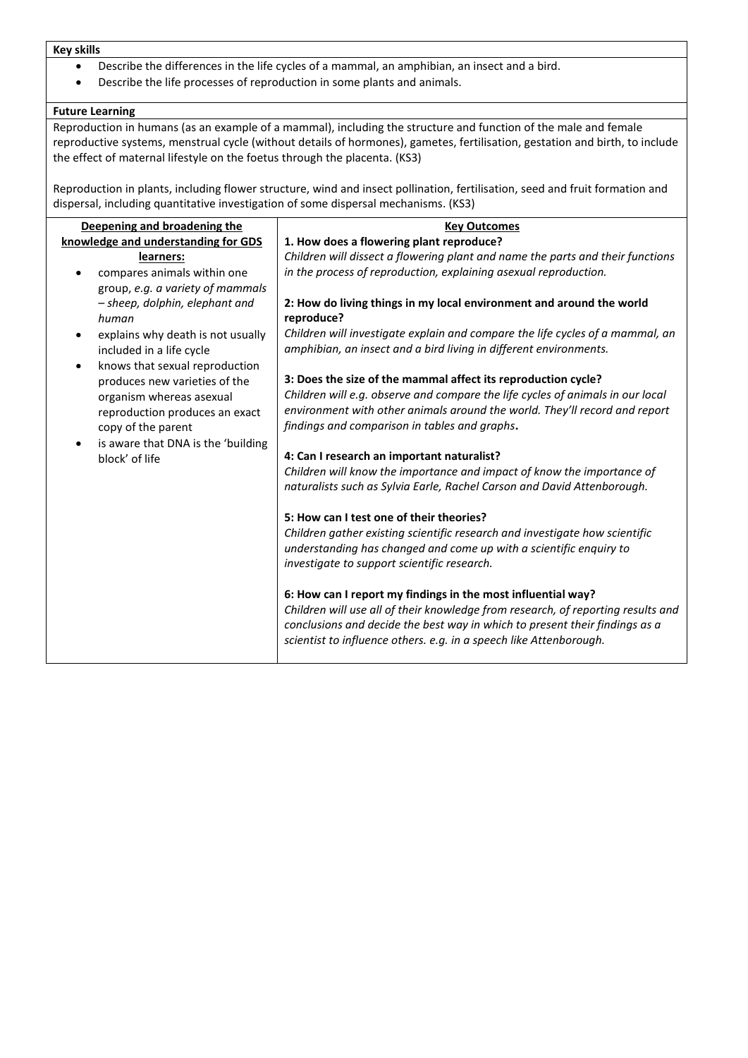**Key skills**

- Describe the differences in the life cycles of a mammal, an amphibian, an insect and a bird.
- Describe the life processes of reproduction in some plants and animals.

**Future Learning**

Reproduction in humans (as an example of a mammal), including the structure and function of the male and female reproductive systems, menstrual cycle (without details of hormones), gametes, fertilisation, gestation and birth, to include the effect of maternal lifestyle on the foetus through the placenta. (KS3)

Reproduction in plants, including flower structure, wind and insect pollination, fertilisation, seed and fruit formation and dispersal, including quantitative investigation of some dispersal mechanisms. (KS3)

| <u>**Deepening and broadening the knowledge and understanding for GDS learners:**</u> | <u>**Key Outcomes**</u> |
|---|---|
| • compares animals within one group, *e.g. a variety of mammals – sheep, dolphin, elephant and human*<br>• explains why death is not usually included in a life cycle<br>• knows that sexual reproduction produces new varieties of the organism whereas asexual reproduction produces an exact copy of the parent<br>• is aware that DNA is the 'building block' of life | **1. How does a flowering plant reproduce?**<br>*Children will dissect a flowering plant and name the parts and their functions in the process of reproduction, explaining asexual reproduction.*<br><br>**2: How do living things in my local environment and around the world reproduce?**<br>*Children will investigate explain and compare the life cycles of a mammal, an amphibian, an insect and a bird living in different environments.*<br><br>**3: Does the size of the mammal affect its reproduction cycle?**<br>*Children will e.g. observe and compare the life cycles of animals in our local environment with other animals around the world. They'll record and report findings and comparison in tables and graphs*.<br><br>**4: Can I research an important naturalist?**<br>*Children will know the importance and impact of know the importance of naturalists such as Sylvia Earle, Rachel Carson and David Attenborough.*<br><br>**5: How can I test one of their theories?**<br>*Children gather existing scientific research and investigate how scientific understanding has changed and come up with a scientific enquiry to investigate to support scientific research.*<br><br>**6: How can I report my findings in the most influential way?**<br>*Children will use all of their knowledge from research, of reporting results and conclusions and decide the best way in which to present their findings as a scientist to influence others. e.g. in a speech like Attenborough.* |